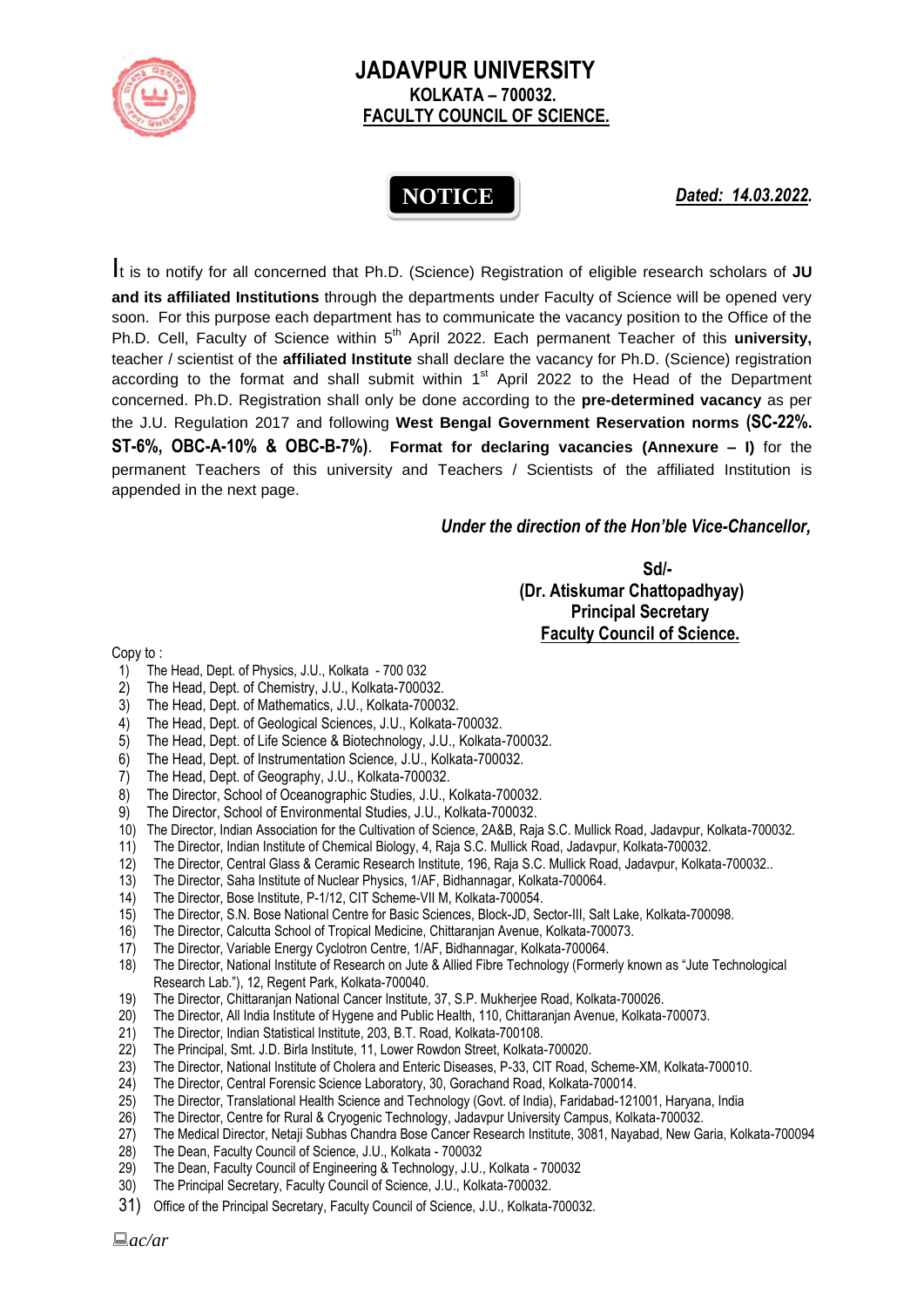# JADAVPUR UNIVERSITY

## KOLKATA – 700032.

## FACULTY COUNCIL OF SCIENCE.

**NOTICE**

***Dated: 14.03.2022.***

It is to notify for all concerned that Ph.D. (Science) Registration of eligible research scholars of **JU and its affiliated Institutions** through the departments under Faculty of Science will be opened very soon. For this purpose each department has to communicate the vacancy position to the Office of the Ph.D. Cell, Faculty of Science within 5th April 2022. Each permanent Teacher of this **university,** teacher / scientist of the **affiliated Institute** shall declare the vacancy for Ph.D. (Science) registration according to the format and shall submit within 1st April 2022 to the Head of the Department concerned. Ph.D. Registration shall only be done according to the **pre-determined vacancy** as per the J.U. Regulation 2017 and following **West Bengal Government Reservation norms (SC-22%. ST-6%, OBC-A-10% & OBC-B-7%)**. **Format for declaring vacancies (Annexure – I)** for the permanent Teachers of this university and Teachers / Scientists of the affiliated Institution is appended in the next page.

***Under the direction of the Hon'ble Vice-Chancellor,***

**Sd/-**
**(Dr. Atiskumar Chattopadhyay)**
**Principal Secretary**
**Faculty Council of Science.**

Copy to :

1) The Head, Dept. of Physics, J.U., Kolkata - 700 032
2) The Head, Dept. of Chemistry, J.U., Kolkata-700032.
3) The Head, Dept. of Mathematics, J.U., Kolkata-700032.
4) The Head, Dept. of Geological Sciences, J.U., Kolkata-700032.
5) The Head, Dept. of Life Science & Biotechnology, J.U., Kolkata-700032.
6) The Head, Dept. of Instrumentation Science, J.U., Kolkata-700032.
7) The Head, Dept. of Geography, J.U., Kolkata-700032.
8) The Director, School of Oceanographic Studies, J.U., Kolkata-700032.
9) The Director, School of Environmental Studies, J.U., Kolkata-700032.
10) The Director, Indian Association for the Cultivation of Science, 2A&B, Raja S.C. Mullick Road, Jadavpur, Kolkata-700032.
11) The Director, Indian Institute of Chemical Biology, 4, Raja S.C. Mullick Road, Jadavpur, Kolkata-700032.
12) The Director, Central Glass & Ceramic Research Institute, 196, Raja S.C. Mullick Road, Jadavpur, Kolkata-700032..
13) The Director, Saha Institute of Nuclear Physics, 1/AF, Bidhannagar, Kolkata-700064.
14) The Director, Bose Institute, P-1/12, CIT Scheme-VII M, Kolkata-700054.
15) The Director, S.N. Bose National Centre for Basic Sciences, Block-JD, Sector-III, Salt Lake, Kolkata-700098.
16) The Director, Calcutta School of Tropical Medicine, Chittaranjan Avenue, Kolkata-700073.
17) The Director, Variable Energy Cyclotron Centre, 1/AF, Bidhannagar, Kolkata-700064.
18) The Director, National Institute of Research on Jute & Allied Fibre Technology (Formerly known as "Jute Technological Research Lab."), 12, Regent Park, Kolkata-700040.
19) The Director, Chittaranjan National Cancer Institute, 37, S.P. Mukherjee Road, Kolkata-700026.
20) The Director, All India Institute of Hygene and Public Health, 110, Chittaranjan Avenue, Kolkata-700073.
21) The Director, Indian Statistical Institute, 203, B.T. Road, Kolkata-700108.
22) The Principal, Smt. J.D. Birla Institute, 11, Lower Rowdon Street, Kolkata-700020.
23) The Director, National Institute of Cholera and Enteric Diseases, P-33, CIT Road, Scheme-XM, Kolkata-700010.
24) The Director, Central Forensic Science Laboratory, 30, Gorachand Road, Kolkata-700014.
25) The Director, Translational Health Science and Technology (Govt. of India), Faridabad-121001, Haryana, India
26) The Director, Centre for Rural & Cryogenic Technology, Jadavpur University Campus, Kolkata-700032.
27) The Medical Director, Netaji Subhas Chandra Bose Cancer Research Institute, 3081, Nayabad, New Garia, Kolkata-700094
28) The Dean, Faculty Council of Science, J.U., Kolkata - 700032
29) The Dean, Faculty Council of Engineering & Technology, J.U., Kolkata - 700032
30) The Principal Secretary, Faculty Council of Science, J.U., Kolkata-700032.
31) Office of the Principal Secretary, Faculty Council of Science, J.U., Kolkata-700032.

*ac/ar*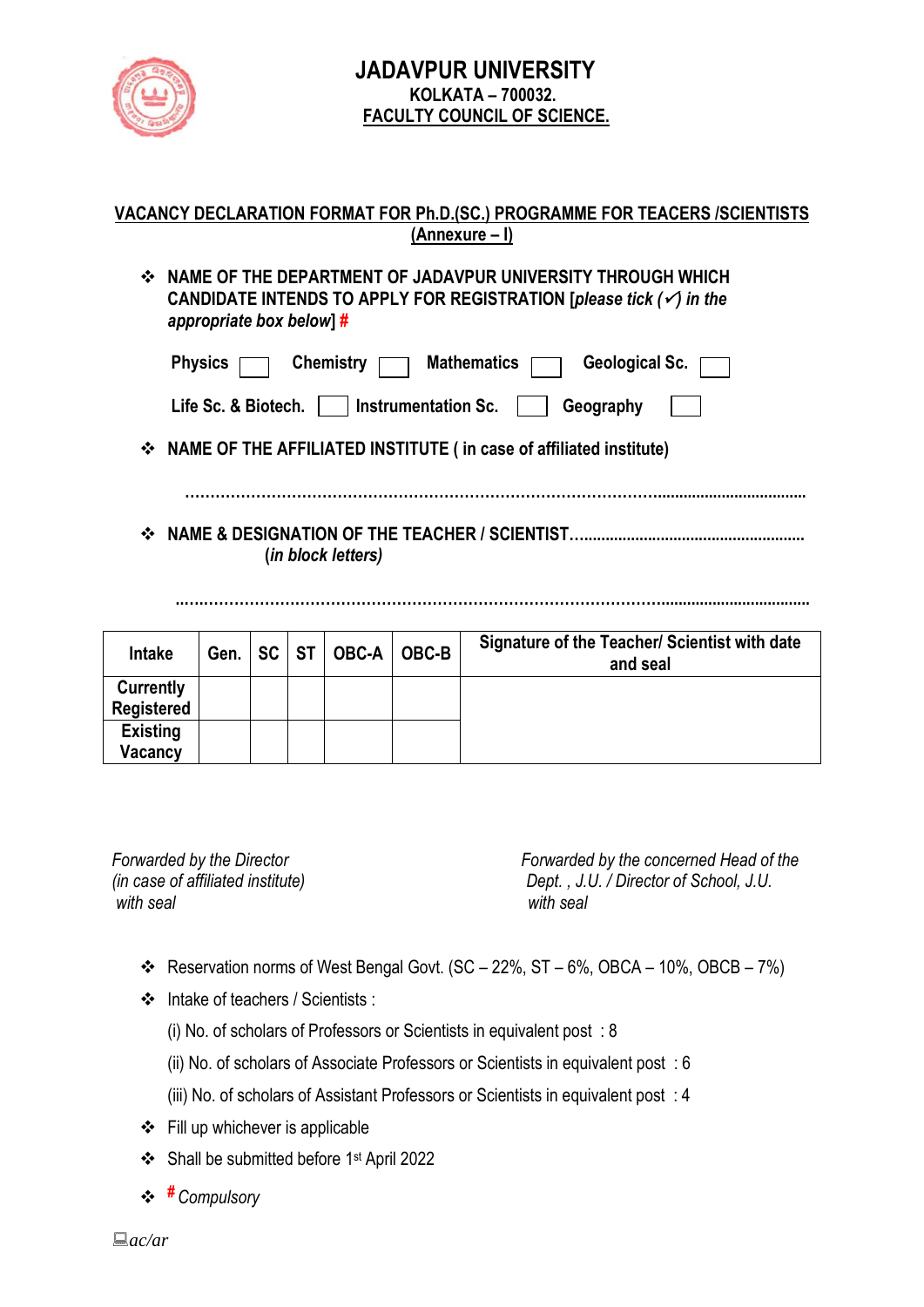# JADAVPUR UNIVERSITY
### KOLKATA – 700032.
### FACULTY COUNCIL OF SCIENCE.

## VACANCY DECLARATION FORMAT FOR Ph.D.(SC.) PROGRAMME FOR TEACERS /SCIENTISTS (Annexure – I)

- **NAME OF THE DEPARTMENT OF JADAVPUR UNIVERSITY THROUGH WHICH CANDIDATE INTENDS TO APPLY FOR REGISTRATION [*please tick (✓) in the appropriate box below*] #**

**Physics** ☐ **Chemistry** ☐ **Mathematics** ☐ **Geological Sc.** ☐

**Life Sc. & Biotech.** ☐ **Instrumentation Sc.** ☐ **Geography** ☐

- **NAME OF THE AFFILIATED INSTITUTE ( in case of affiliated institute)**

………………………………………………………………………………………………………

- **NAME & DESIGNATION OF THE TEACHER / SCIENTIST**…………………………………………
**(*in block letters)***

………………………………………………………………………………………………………

| Intake | Gen. | SC | ST | OBC-A | OBC-B | Signature of the Teacher/ Scientist with date and seal |
|---|---|---|---|---|---|---|
| Currently Registered | | | | | | |
| Existing Vacancy | | | | | | |

*Forwarded by the Director*
*(in case of affiliated institute)*
*with seal*

*Forwarded by the concerned Head of the Dept. , J.U. / Director of School, J.U.*
*with seal*

- Reservation norms of West Bengal Govt. (SC – 22%, ST – 6%, OBCA – 10%, OBCB – 7%)
- Intake of teachers / Scientists :
  (i) No. of scholars of Professors or Scientists in equivalent post : 8
  (ii) No. of scholars of Associate Professors or Scientists in equivalent post : 6
  (iii) No. of scholars of Assistant Professors or Scientists in equivalent post : 4
- Fill up whichever is applicable
- Shall be submitted before 1st April 2022
- # *Compulsory*

*ac/ar*